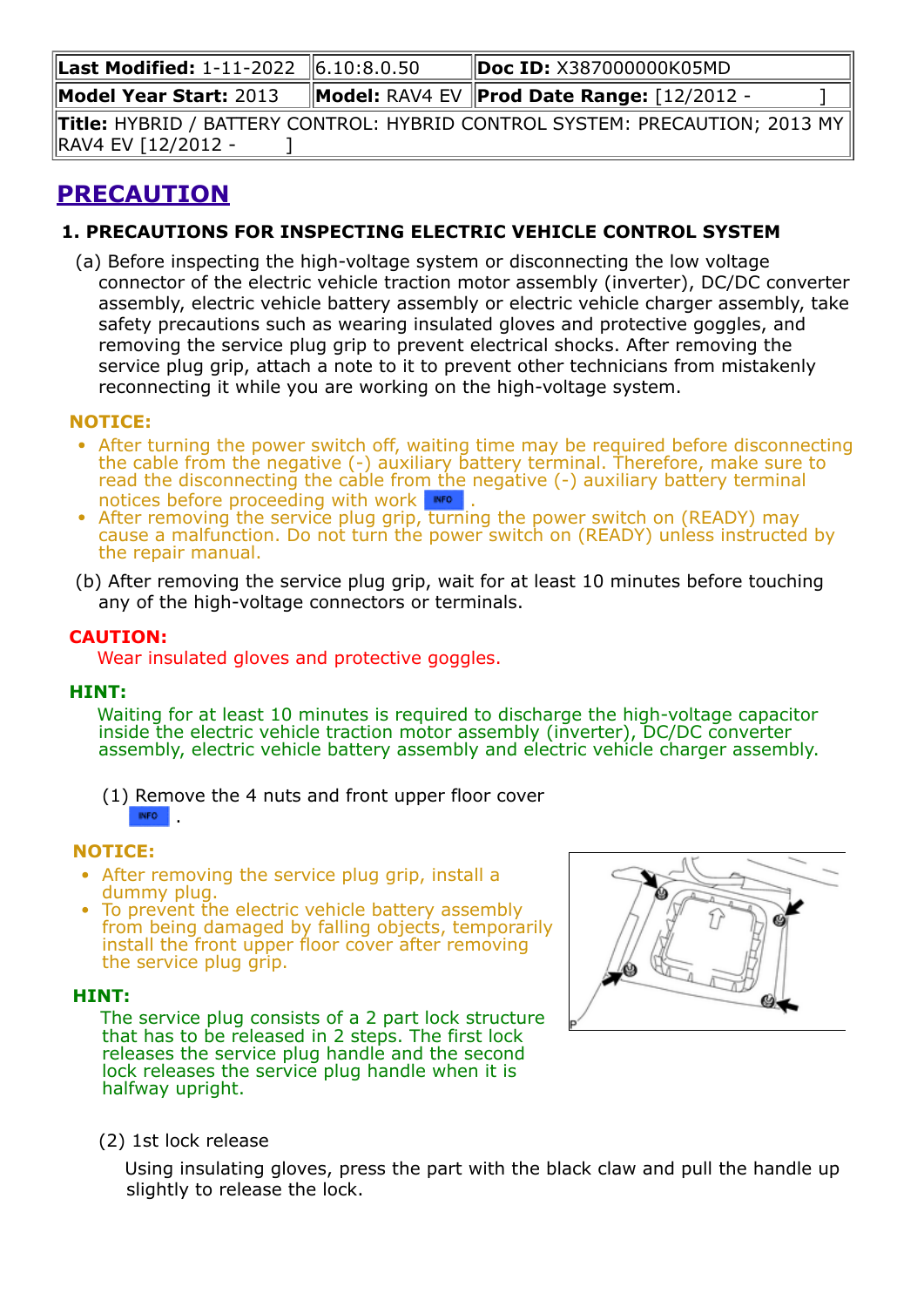| **Last Modified:** 1-11-2022 | 6.10:8.0.50 | **Doc ID:** X387000000K05MD |
|---|---|---|
| **Model Year Start:** 2013 | **Model:** RAV4 EV | **Prod Date Range:** [12/2012 - ] |
| **Title:** HYBRID / BATTERY CONTROL: HYBRID CONTROL SYSTEM: PRECAUTION; 2013 MY RAV4 EV [12/2012 - ] | | |

# PRECAUTION

### 1. PRECAUTIONS FOR INSPECTING ELECTRIC VEHICLE CONTROL SYSTEM

(a) Before inspecting the high-voltage system or disconnecting the low voltage connector of the electric vehicle traction motor assembly (inverter), DC/DC converter assembly, electric vehicle battery assembly or electric vehicle charger assembly, take safety precautions such as wearing insulated gloves and protective goggles, and removing the service plug grip to prevent electrical shocks. After removing the service plug grip, attach a note to it to prevent other technicians from mistakenly reconnecting it while you are working on the high-voltage system.

**NOTICE:**

- After turning the power switch off, waiting time may be required before disconnecting the cable from the negative (-) auxiliary battery terminal. Therefore, make sure to read the disconnecting the cable from the negative (-) auxiliary battery terminal notices before proceeding with work INFO .
- After removing the service plug grip, turning the power switch on (READY) may cause a malfunction. Do not turn the power switch on (READY) unless instructed by the repair manual.

(b) After removing the service plug grip, wait for at least 10 minutes before touching any of the high-voltage connectors or terminals.

**CAUTION:**

Wear insulated gloves and protective goggles.

**HINT:**

Waiting for at least 10 minutes is required to discharge the high-voltage capacitor inside the electric vehicle traction motor assembly (inverter), DC/DC converter assembly, electric vehicle battery assembly and electric vehicle charger assembly.

(1) Remove the 4 nuts and front upper floor cover INFO .

**NOTICE:**

- After removing the service plug grip, install a dummy plug.
- To prevent the electric vehicle battery assembly from being damaged by falling objects, temporarily install the front upper floor cover after removing the service plug grip.

**HINT:**

The service plug consists of a 2 part lock structure that has to be released in 2 steps. The first lock releases the service plug handle and the second lock releases the service plug handle when it is halfway upright.

(2) 1st lock release

Using insulating gloves, press the part with the black claw and pull the handle up slightly to release the lock.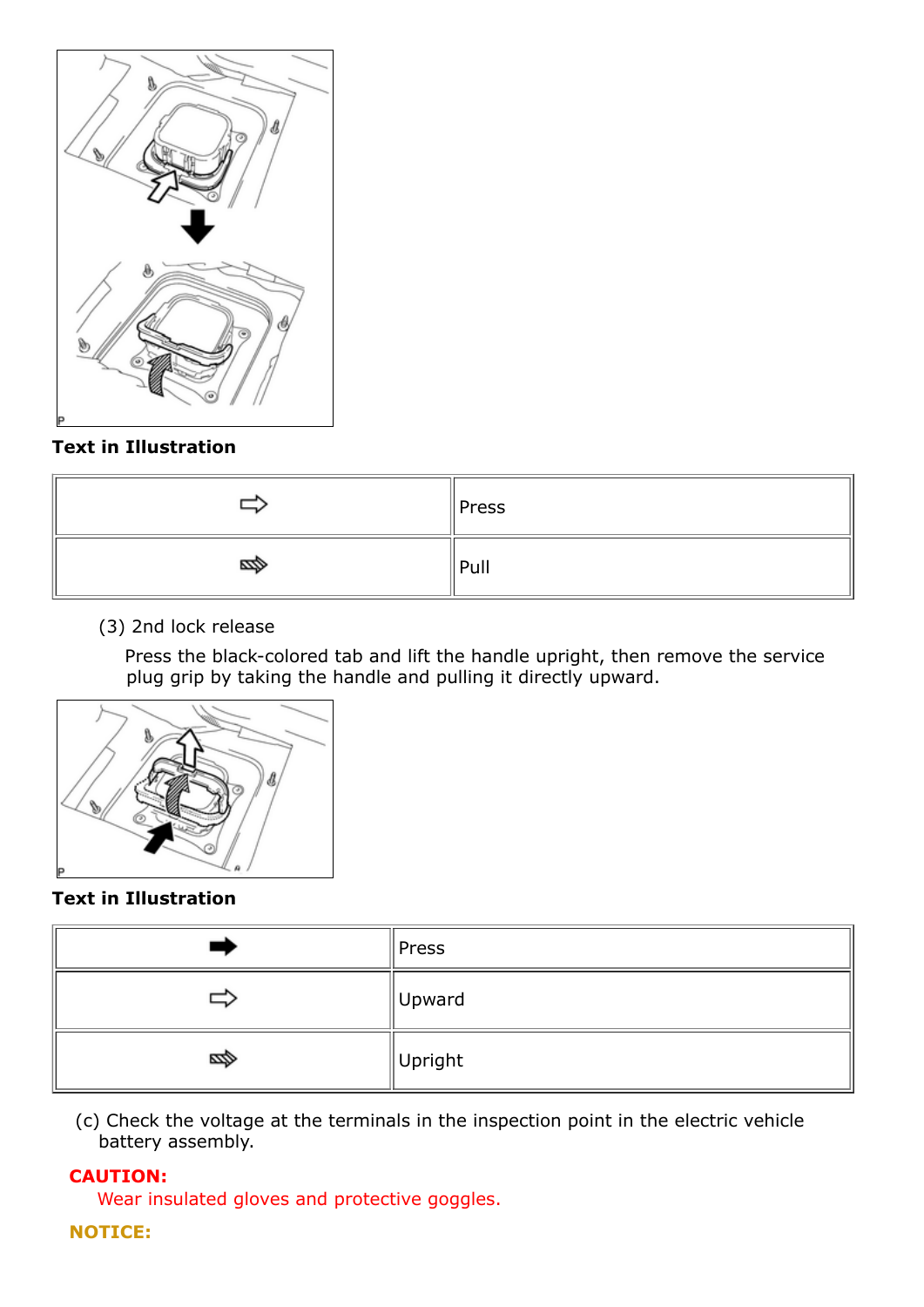**Text in Illustration**

| | |
|---|---|
| ⇨ | Press |
| (hatched arrow) | Pull |

(3) 2nd lock release

Press the black-colored tab and lift the handle upright, then remove the service plug grip by taking the handle and pulling it directly upward.

**Text in Illustration**

| | |
|---|---|
| ➡ | Press |
| ⇨ | Upward |
| (hatched arrow) | Upright |

(c) Check the voltage at the terminals in the inspection point in the electric vehicle battery assembly.

**CAUTION:**

Wear insulated gloves and protective goggles.

**NOTICE:**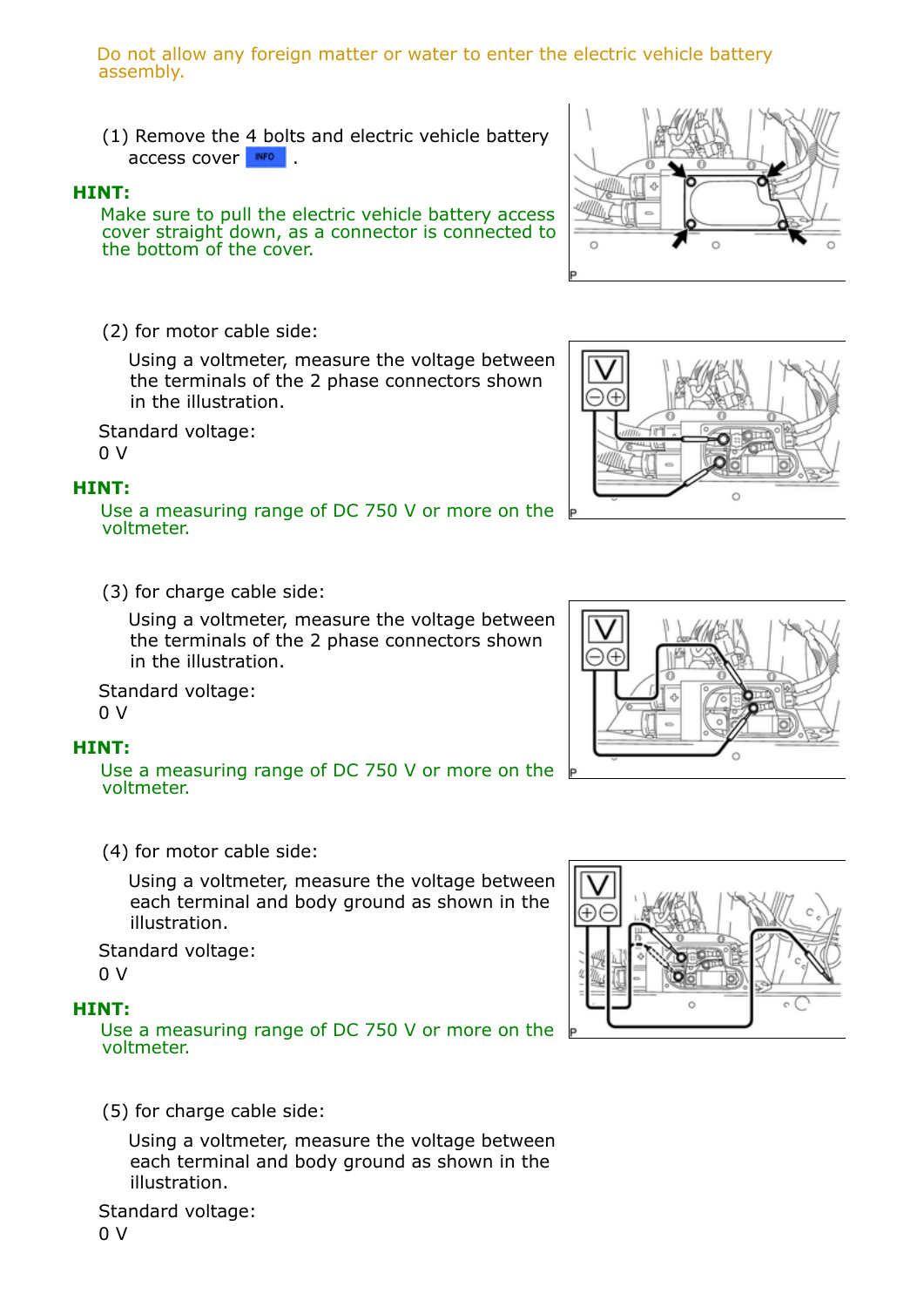Do not allow any foreign matter or water to enter the electric vehicle battery assembly.

(1) Remove the 4 bolts and electric vehicle battery access cover INFO .

**HINT:**

Make sure to pull the electric vehicle battery access cover straight down, as a connector is connected to the bottom of the cover.

(2) for motor cable side:

Using a voltmeter, measure the voltage between the terminals of the 2 phase connectors shown in the illustration.

Standard voltage:

0 V

**HINT:**

Use a measuring range of DC 750 V or more on the voltmeter.

(3) for charge cable side:

Using a voltmeter, measure the voltage between the terminals of the 2 phase connectors shown in the illustration.

Standard voltage:

0 V

**HINT:**

Use a measuring range of DC 750 V or more on the voltmeter.

(4) for motor cable side:

Using a voltmeter, measure the voltage between each terminal and body ground as shown in the illustration.

Standard voltage:

0 V

**HINT:**

Use a measuring range of DC 750 V or more on the voltmeter.

(5) for charge cable side:

Using a voltmeter, measure the voltage between each terminal and body ground as shown in the illustration.

Standard voltage:

0 V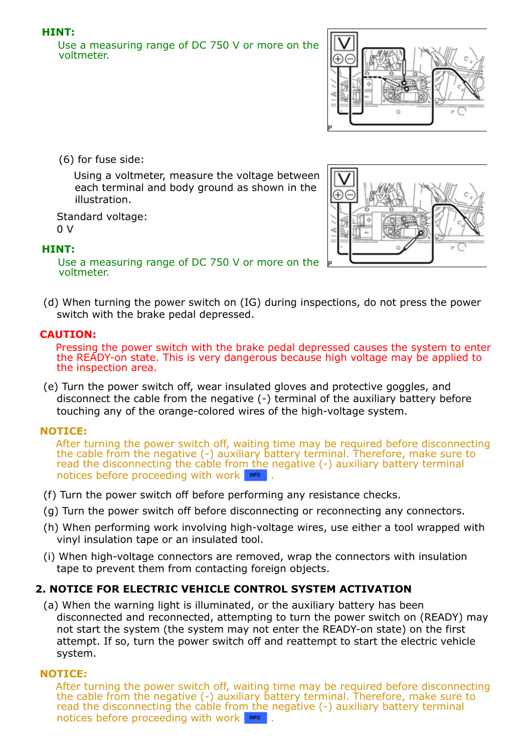**HINT:**

Use a measuring range of DC 750 V or more on the voltmeter.

(6) for fuse side:

Using a voltmeter, measure the voltage between each terminal and body ground as shown in the illustration.

Standard voltage:
0 V

**HINT:**

Use a measuring range of DC 750 V or more on the voltmeter.

(d) When turning the power switch on (IG) during inspections, do not press the power switch with the brake pedal depressed.

**CAUTION:**

Pressing the power switch with the brake pedal depressed causes the system to enter the READY-on state. This is very dangerous because high voltage may be applied to the inspection area.

(e) Turn the power switch off, wear insulated gloves and protective goggles, and disconnect the cable from the negative (-) terminal of the auxiliary battery before touching any of the orange-colored wires of the high-voltage system.

**NOTICE:**

After turning the power switch off, waiting time may be required before disconnecting the cable from the negative (-) auxiliary battery terminal. Therefore, make sure to read the disconnecting the cable from the negative (-) auxiliary battery terminal notices before proceeding with work INFO .

(f) Turn the power switch off before performing any resistance checks.

(g) Turn the power switch off before disconnecting or reconnecting any connectors.

(h) When performing work involving high-voltage wires, use either a tool wrapped with vinyl insulation tape or an insulated tool.

(i) When high-voltage connectors are removed, wrap the connectors with insulation tape to prevent them from contacting foreign objects.

## 2. NOTICE FOR ELECTRIC VEHICLE CONTROL SYSTEM ACTIVATION

(a) When the warning light is illuminated, or the auxiliary battery has been disconnected and reconnected, attempting to turn the power switch on (READY) may not start the system (the system may not enter the READY-on state) on the first attempt. If so, turn the power switch off and reattempt to start the electric vehicle system.

**NOTICE:**

After turning the power switch off, waiting time may be required before disconnecting the cable from the negative (-) auxiliary battery terminal. Therefore, make sure to read the disconnecting the cable from the negative (-) auxiliary battery terminal notices before proceeding with work INFO .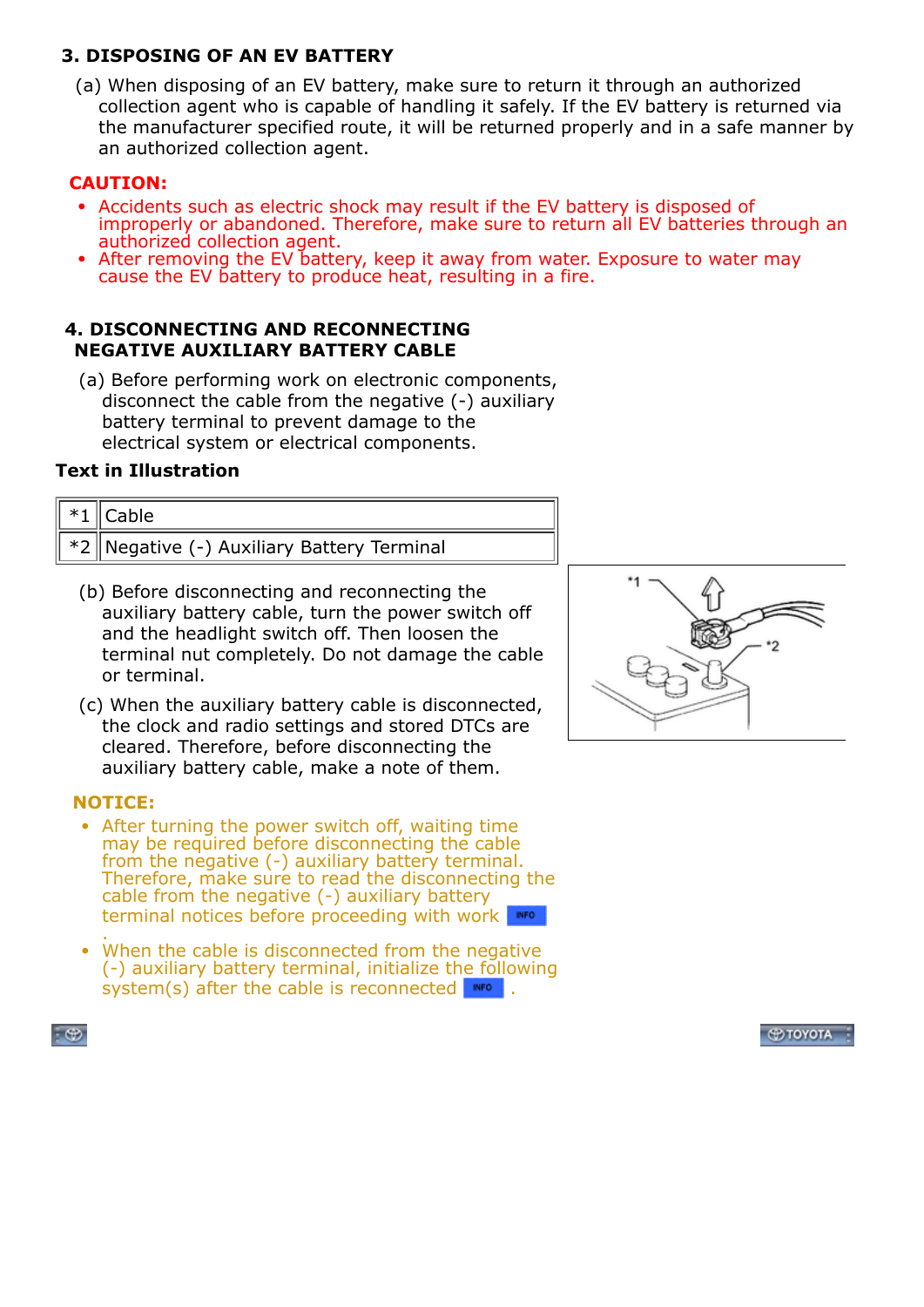### 3. DISPOSING OF AN EV BATTERY

(a) When disposing of an EV battery, make sure to return it through an authorized collection agent who is capable of handling it safely. If the EV battery is returned via the manufacturer specified route, it will be returned properly and in a safe manner by an authorized collection agent.

**CAUTION:**

- Accidents such as electric shock may result if the EV battery is disposed of improperly or abandoned. Therefore, make sure to return all EV batteries through an authorized collection agent.
- After removing the EV battery, keep it away from water. Exposure to water may cause the EV battery to produce heat, resulting in a fire.

### 4. DISCONNECTING AND RECONNECTING NEGATIVE AUXILIARY BATTERY CABLE

(a) Before performing work on electronic components, disconnect the cable from the negative (-) auxiliary battery terminal to prevent damage to the electrical system or electrical components.

**Text in Illustration**

| | |
|---|---|
| *1 | Cable |
| *2 | Negative (-) Auxiliary Battery Terminal |

*1

*2

(b) Before disconnecting and reconnecting the auxiliary battery cable, turn the power switch off and the headlight switch off. Then loosen the terminal nut completely. Do not damage the cable or terminal.

(c) When the auxiliary battery cable is disconnected, the clock and radio settings and stored DTCs are cleared. Therefore, before disconnecting the auxiliary battery cable, make a note of them.

**NOTICE:**

- After turning the power switch off, waiting time may be required before disconnecting the cable from the negative (-) auxiliary battery terminal. Therefore, make sure to read the disconnecting the cable from the negative (-) auxiliary battery terminal notices before proceeding with work INFO .
- When the cable is disconnected from the negative (-) auxiliary battery terminal, initialize the following system(s) after the cable is reconnected INFO .